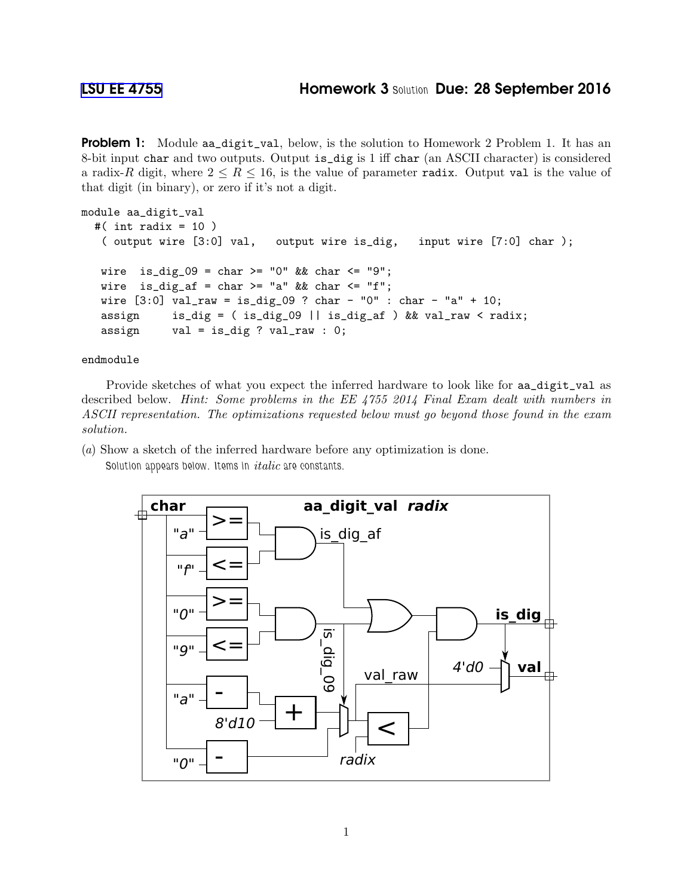# LSU EE 4755 Homework 3 Solution Due: 28 September 2016

**Problem 1:** Module `aa_digit_val`, below, is the solution to Homework 2 Problem 1. It has an 8-bit input `char` and two outputs. Output `is_dig` is 1 iff `char` (an ASCII character) is considered a radix-$R$ digit, where $2 \leq R \leq 16$, is the value of parameter `radix`. Output `val` is the value of that digit (in binary), or zero if it's not a digit.

```
module aa_digit_val
  #( int radix = 10 )
   ( output wire [3:0] val,   output wire is_dig,   input wire [7:0] char );

   wire  is_dig_09 = char >= "0" && char <= "9";
   wire  is_dig_af = char >= "a" && char <= "f";
   wire [3:0] val_raw = is_dig_09 ? char - "0" : char - "a" + 10;
   assign     is_dig = ( is_dig_09 || is_dig_af ) && val_raw < radix;
   assign     val = is_dig ? val_raw : 0;

endmodule
```

Provide sketches of what you expect the inferred hardware to look like for `aa_digit_val` as described below. *Hint: Some problems in the EE 4755 2014 Final Exam dealt with numbers in ASCII representation. The optimizations requested below must go beyond those found in the exam solution.*

(*a*) Show a sketch of the inferred hardware before any optimization is done.

Solution appears below. Items in *italic* are constants.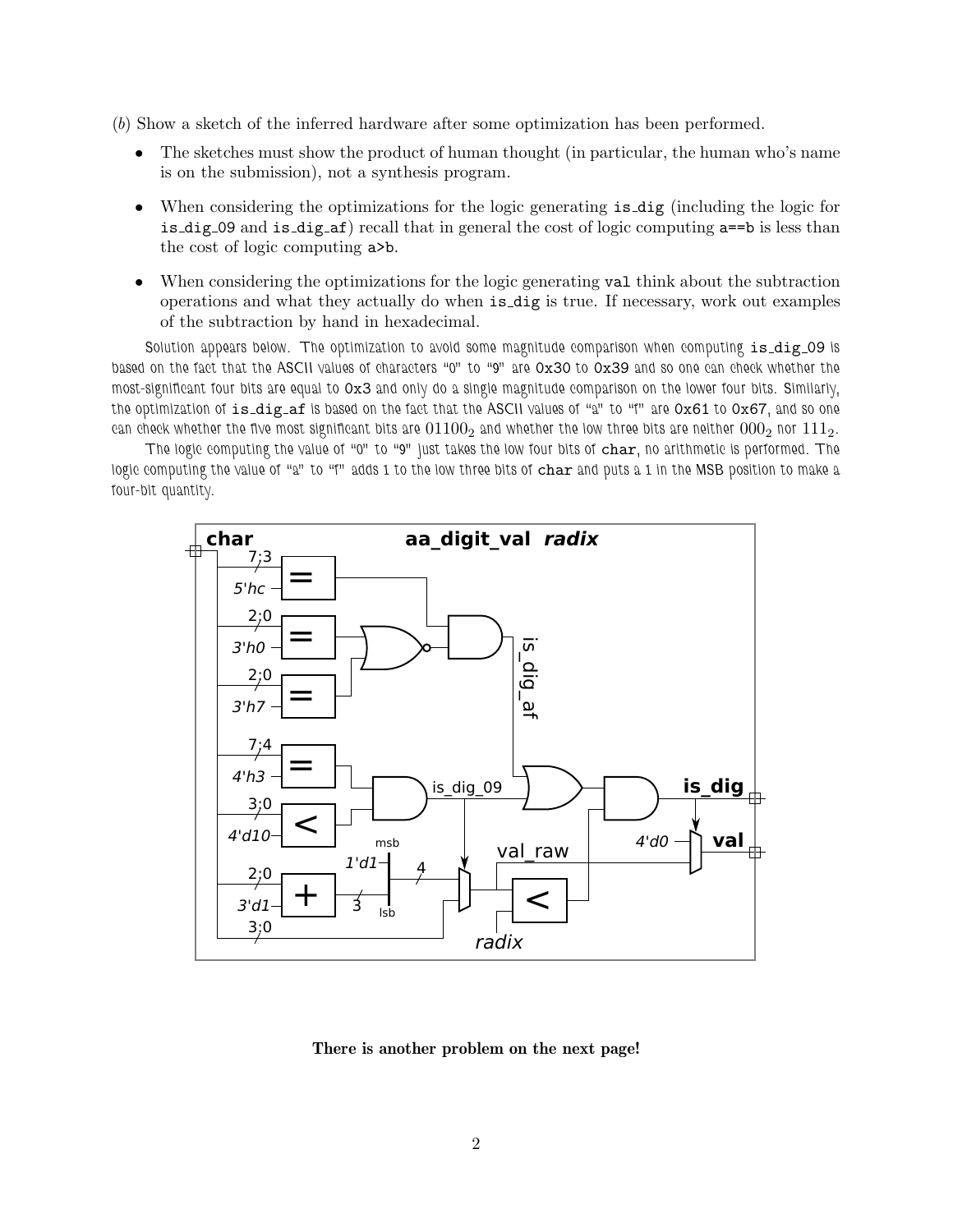(*b*) Show a sketch of the inferred hardware after some optimization has been performed.

- The sketches must show the product of human thought (in particular, the human who's name is on the submission), not a synthesis program.
- When considering the optimizations for the logic generating `is_dig` (including the logic for `is_dig_09` and `is_dig_af`) recall that in general the cost of logic computing `a==b` is less than the cost of logic computing `a>b`.
- When considering the optimizations for the logic generating `val` think about the subtraction operations and what they actually do when `is_dig` is true. If necessary, work out examples of the subtraction by hand in hexadecimal.

Solution appears below. The optimization to avoid some magnitude comparison when computing `is_dig_09` is based on the fact that the ASCII values of characters "0" to "9" are `0x30` to `0x39` and so one can check whether the most-significant four bits are equal to `0x3` and only do a single magnitude comparison on the lower four bits. Similarly, the optimization of `is_dig_af` is based on the fact that the ASCII values of "a" to "f" are `0x61` to `0x67`, and so one can check whether the five most significant bits are $01100_2$ and whether the low three bits are neither $000_2$ nor $111_2$.

The logic computing the value of "0" to "9" just takes the low four bits of `char`, no arithmetic is performed. The logic computing the value of "a" to "f" adds 1 to the low three bits of `char` and puts a 1 in the MSB position to make a four-bit quantity.

**There is another problem on the next page!**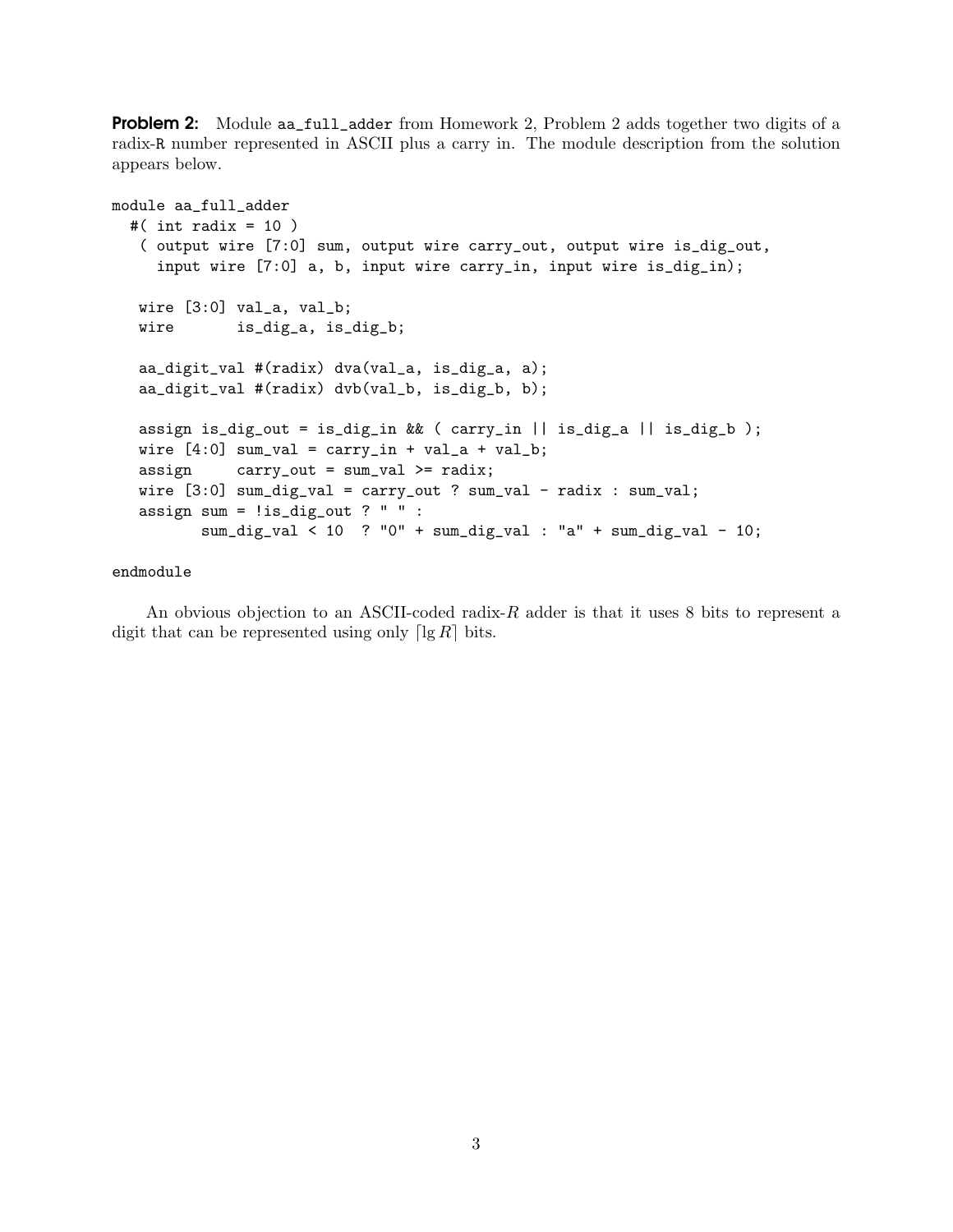**Problem 2:** Module `aa_full_adder` from Homework 2, Problem 2 adds together two digits of a radix-`R` number represented in ASCII plus a carry in. The module description from the solution appears below.

```
module aa_full_adder
  #( int radix = 10 )
   ( output wire [7:0] sum, output wire carry_out, output wire is_dig_out,
     input wire [7:0] a, b, input wire carry_in, input wire is_dig_in);

   wire [3:0] val_a, val_b;
   wire       is_dig_a, is_dig_b;

   aa_digit_val #(radix) dva(val_a, is_dig_a, a);
   aa_digit_val #(radix) dvb(val_b, is_dig_b, b);

   assign is_dig_out = is_dig_in && ( carry_in || is_dig_a || is_dig_b );
   wire [4:0] sum_val = carry_in + val_a + val_b;
   assign     carry_out = sum_val >= radix;
   wire [3:0] sum_dig_val = carry_out ? sum_val - radix : sum_val;
   assign sum = !is_dig_out ? " " :
          sum_dig_val < 10  ? "0" + sum_dig_val : "a" + sum_dig_val - 10;

endmodule
```

An obvious objection to an ASCII-coded radix-$R$ adder is that it uses 8 bits to represent a digit that can be represented using only $\lceil \lg R \rceil$ bits.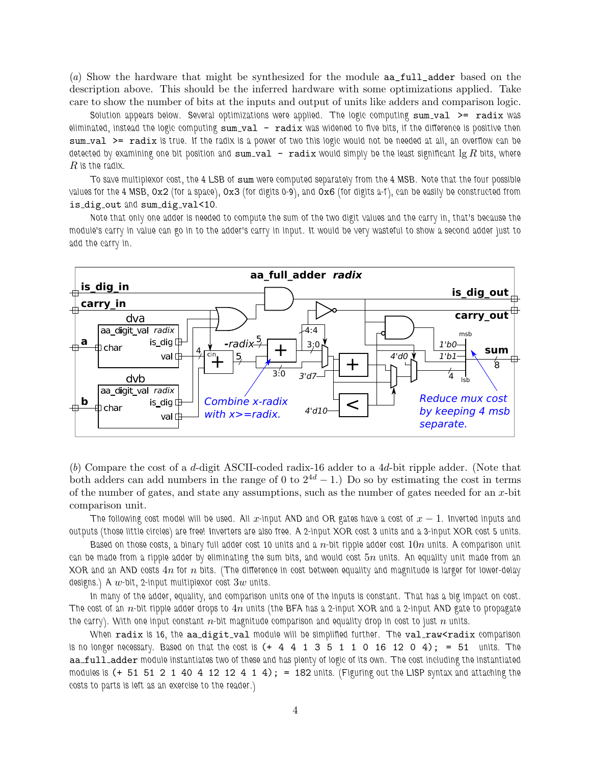(*a*) Show the hardware that might be synthesized for the module `aa_full_adder` based on the description above. This should be the inferred hardware with some optimizations applied. Take care to show the number of bits at the inputs and output of units like adders and comparison logic.

Solution appears below. Several optimizations were applied. The logic computing `sum_val >= radix` was eliminated, instead the logic computing `sum_val - radix` was widened to five bits, if the difference is positive then `sum_val >= radix` is true. If the radix is a power of two this logic would not be needed at all, an overflow can be detected by examining one bit position and `sum_val - radix` would simply be the least significant $\lg R$ bits, where $R$ is the radix.

To save multiplexor cost, the 4 LSB of `sum` were computed separately from the 4 MSB. Note that the four possible values for the 4 MSB, `0x2` (for a space), `0x3` (for digits 0-9), and `0x6` (for digits a-f), can be easily be constructed from `is_dig_out` and `sum_dig_val<10`.

Note that only one adder is needed to compute the sum of the two digit values and the carry in, that's because the module's carry in value can go in to the adder's carry in input. It would be very wasteful to show a second adder just to add the carry in.

(*b*) Compare the cost of a $d$-digit ASCII-coded radix-16 adder to a $4d$-bit ripple adder. (Note that both adders can add numbers in the range of 0 to $2^{4d} - 1$.) Do so by estimating the cost in terms of the number of gates, and state any assumptions, such as the number of gates needed for an $x$-bit comparison unit.

The following cost model will be used. All $x$-input AND and OR gates have a cost of $x - 1$. Inverted inputs and outputs (those little circles) are free! Inverters are also free. A 2-input XOR cost 3 units and a 3-input XOR cost 5 units.

Based on those costs, a binary full adder cost 10 units and a $n$-bit ripple adder cost $10n$ units. A comparison unit can be made from a ripple adder by eliminating the sum bits, and would cost $5n$ units. An equality unit made from an XOR and an AND costs $4n$ for $n$ bits. (The difference in cost between equality and magnitude is larger for lower-delay designs.) A $w$-bit, 2-input multiplexor cost $3w$ units.

In many of the adder, equality, and comparison units one of the inputs is constant. That has a big impact on cost. The cost of an $n$-bit ripple adder drops to $4n$ units (the BFA has a 2-input XOR and a 2-input AND gate to propagate the carry). With one input constant $n$-bit magnitude comparison and equality drop in cost to just $n$ units.

When `radix` is 16, the `aa_digit_val` module will be simplified further. The `val_raw<radix` comparison is no longer necessary. Based on that the cost is `(+ 4 4 1 3 5 1 1 0 16 12 0 4); = 51` units. The `aa_full_adder` module instantiates two of these and has plenty of logic of its own. The cost including the instantiated modules is `(+ 51 51 2 1 40 4 12 12 4 1 4); = 182` units. (Figuring out the LISP syntax and attaching the costs to parts is left as an exercise to the reader.)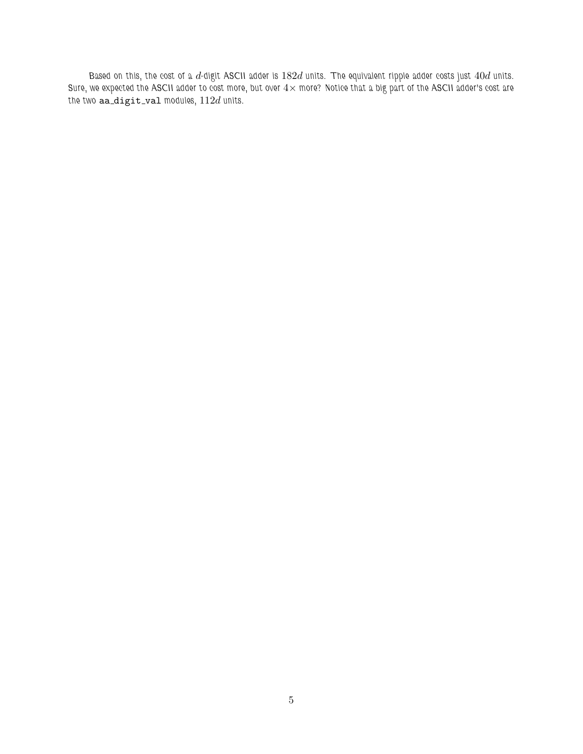Based on this, the cost of a $d$-digit ASCII adder is $182d$ units. The equivalent ripple adder costs just $40d$ units. Sure, we expected the ASCII adder to cost more, but over $4\times$ more? Notice that a big part of the ASCII adder's cost are the two `aa_digit_val` modules, $112d$ units.